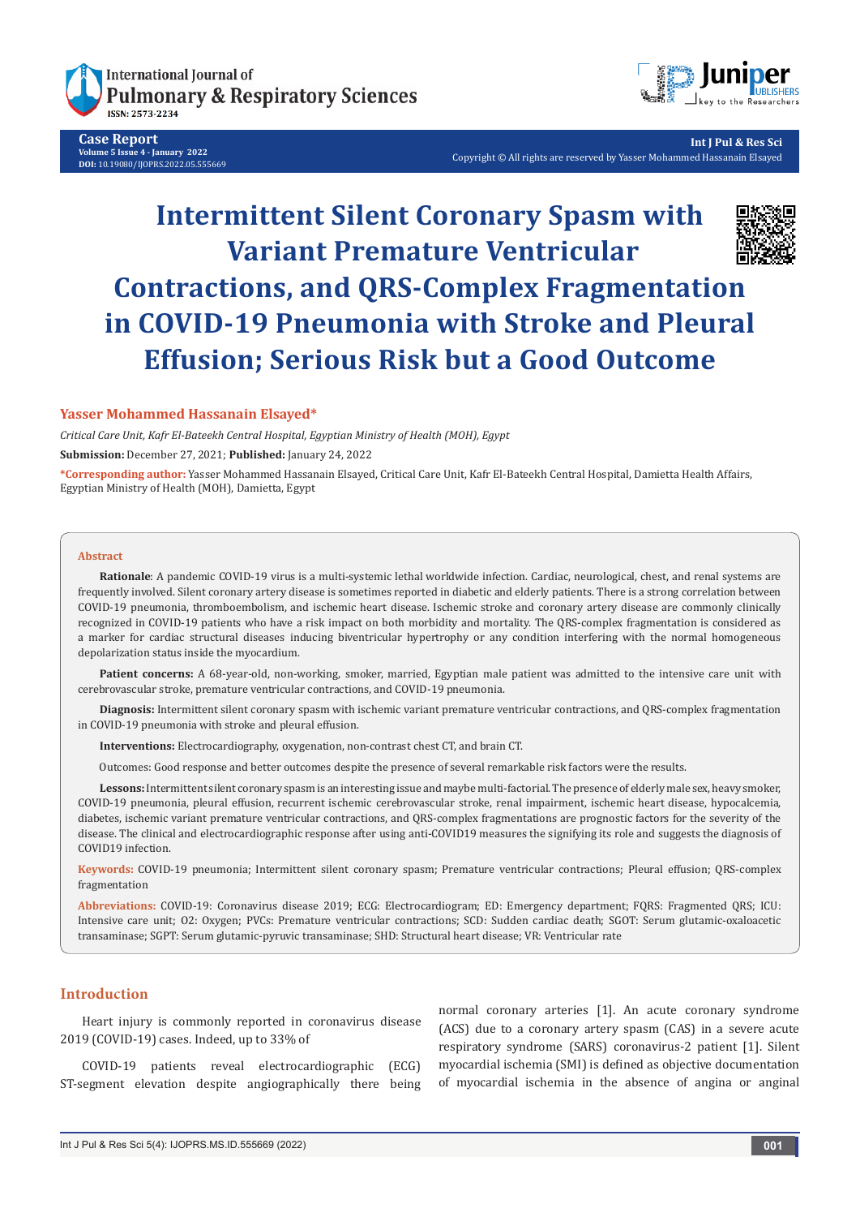Case Report
Volume 5 Issue 4 - January 2022
DOI: 10.19080/IJOPRS.2022.05.555669

Int J Pul & Res Sci
Copyright © All rights are reserved by Yasser Mohammed Hassanain Elsayed

# Intermittent Silent Coronary Spasm with Variant Premature Ventricular Contractions, and QRS-Complex Fragmentation in COVID-19 Pneumonia with Stroke and Pleural Effusion; Serious Risk but a Good Outcome

**Yasser Mohammed Hassanain Elsayed***

*Critical Care Unit, Kafr El-Bateekh Central Hospital, Egyptian Ministry of Health (MOH), Egypt*

**Submission:** December 27, 2021; **Published:** January 24, 2022

***Corresponding author:** Yasser Mohammed Hassanain Elsayed, Critical Care Unit, Kafr El-Bateekh Central Hospital, Damietta Health Affairs, Egyptian Ministry of Health (MOH), Damietta, Egypt

## Abstract

**Rationale**: A pandemic COVID-19 virus is a multi-systemic lethal worldwide infection. Cardiac, neurological, chest, and renal systems are frequently involved. Silent coronary artery disease is sometimes reported in diabetic and elderly patients. There is a strong correlation between COVID-19 pneumonia, thromboembolism, and ischemic heart disease. Ischemic stroke and coronary artery disease are commonly clinically recognized in COVID-19 patients who have a risk impact on both morbidity and mortality. The QRS-complex fragmentation is considered as a marker for cardiac structural diseases inducing biventricular hypertrophy or any condition interfering with the normal homogeneous depolarization status inside the myocardium.

**Patient concerns:** A 68-year-old, non-working, smoker, married, Egyptian male patient was admitted to the intensive care unit with cerebrovascular stroke, premature ventricular contractions, and COVID-19 pneumonia.

**Diagnosis:** Intermittent silent coronary spasm with ischemic variant premature ventricular contractions, and QRS-complex fragmentation in COVID-19 pneumonia with stroke and pleural effusion.

**Interventions:** Electrocardiography, oxygenation, non-contrast chest CT, and brain CT.

Outcomes: Good response and better outcomes despite the presence of several remarkable risk factors were the results.

**Lessons:** Intermittent silent coronary spasm is an interesting issue and maybe multi-factorial. The presence of elderly male sex, heavy smoker, COVID-19 pneumonia, pleural effusion, recurrent ischemic cerebrovascular stroke, renal impairment, ischemic heart disease, hypocalcemia, diabetes, ischemic variant premature ventricular contractions, and QRS-complex fragmentations are prognostic factors for the severity of the disease. The clinical and electrocardiographic response after using anti-COVID19 measures the signifying its role and suggests the diagnosis of COVID19 infection.

**Keywords:** COVID-19 pneumonia; Intermittent silent coronary spasm; Premature ventricular contractions; Pleural effusion; QRS-complex fragmentation

**Abbreviations:** COVID-19: Coronavirus disease 2019; ECG: Electrocardiogram; ED: Emergency department; FQRS: Fragmented QRS; ICU: Intensive care unit; O2: Oxygen; PVCs: Premature ventricular contractions; SCD: Sudden cardiac death; SGOT: Serum glutamic-oxaloacetic transaminase; SGPT: Serum glutamic-pyruvic transaminase; SHD: Structural heart disease; VR: Ventricular rate

## Introduction

Heart injury is commonly reported in coronavirus disease 2019 (COVID-19) cases. Indeed, up to 33% of

COVID-19 patients reveal electrocardiographic (ECG) ST-segment elevation despite angiographically there being normal coronary arteries [1]. An acute coronary syndrome (ACS) due to a coronary artery spasm (CAS) in a severe acute respiratory syndrome (SARS) coronavirus-2 patient [1]. Silent myocardial ischemia (SMI) is defined as objective documentation of myocardial ischemia in the absence of angina or anginal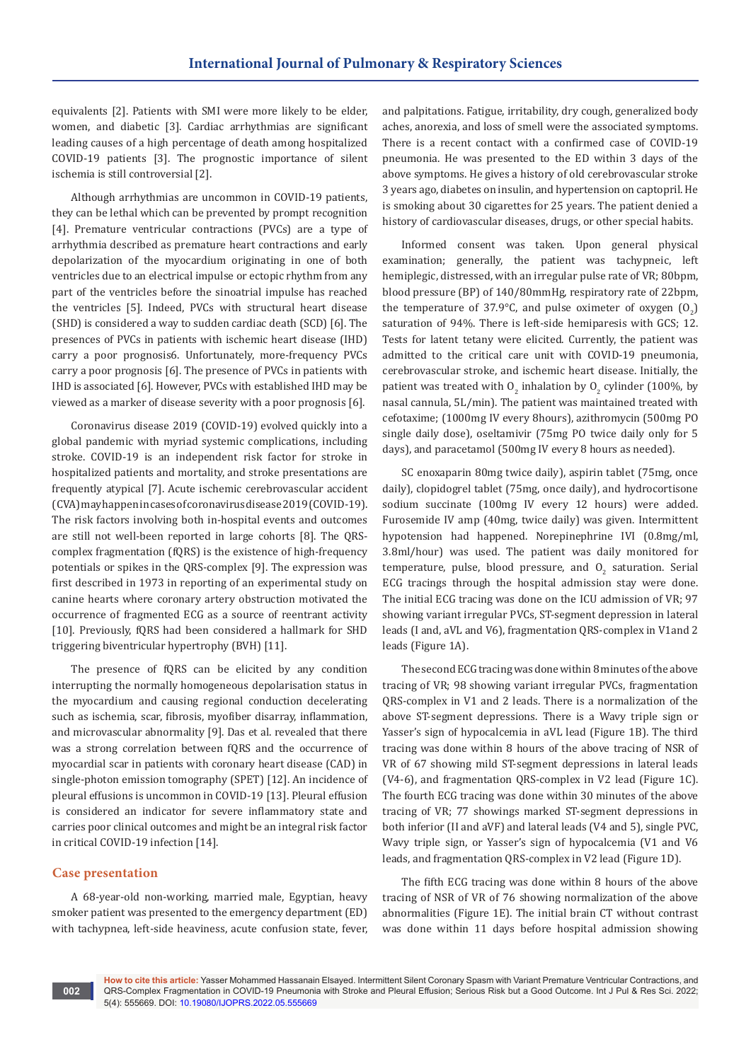equivalents [2]. Patients with SMI were more likely to be elder, women, and diabetic [3]. Cardiac arrhythmias are significant leading causes of a high percentage of death among hospitalized COVID-19 patients [3]. The prognostic importance of silent ischemia is still controversial [2].

Although arrhythmias are uncommon in COVID-19 patients, they can be lethal which can be prevented by prompt recognition [4]. Premature ventricular contractions (PVCs) are a type of arrhythmia described as premature heart contractions and early depolarization of the myocardium originating in one of both ventricles due to an electrical impulse or ectopic rhythm from any part of the ventricles before the sinoatrial impulse has reached the ventricles [5]. Indeed, PVCs with structural heart disease (SHD) is considered a way to sudden cardiac death (SCD) [6]. The presences of PVCs in patients with ischemic heart disease (IHD) carry a poor prognosis6. Unfortunately, more-frequency PVCs carry a poor prognosis [6]. The presence of PVCs in patients with IHD is associated [6]. However, PVCs with established IHD may be viewed as a marker of disease severity with a poor prognosis [6].

Coronavirus disease 2019 (COVID-19) evolved quickly into a global pandemic with myriad systemic complications, including stroke. COVID-19 is an independent risk factor for stroke in hospitalized patients and mortality, and stroke presentations are frequently atypical [7]. Acute ischemic cerebrovascular accident (CVA) may happen in cases of coronavirus disease 2019 (COVID-19). The risk factors involving both in-hospital events and outcomes are still not well-been reported in large cohorts [8]. The QRS-complex fragmentation (fQRS) is the existence of high-frequency potentials or spikes in the QRS-complex [9]. The expression was first described in 1973 in reporting of an experimental study on canine hearts where coronary artery obstruction motivated the occurrence of fragmented ECG as a source of reentrant activity [10]. Previously, fQRS had been considered a hallmark for SHD triggering biventricular hypertrophy (BVH) [11].

The presence of fQRS can be elicited by any condition interrupting the normally homogeneous depolarisation status in the myocardium and causing regional conduction decelerating such as ischemia, scar, fibrosis, myofiber disarray, inflammation, and microvascular abnormality [9]. Das et al. revealed that there was a strong correlation between fQRS and the occurrence of myocardial scar in patients with coronary heart disease (CAD) in single-photon emission tomography (SPET) [12]. An incidence of pleural effusions is uncommon in COVID-19 [13]. Pleural effusion is considered an indicator for severe inflammatory state and carries poor clinical outcomes and might be an integral risk factor in critical COVID-19 infection [14].

## Case presentation

A 68-year-old non-working, married male, Egyptian, heavy smoker patient was presented to the emergency department (ED) with tachypnea, left-side heaviness, acute confusion state, fever, and palpitations. Fatigue, irritability, dry cough, generalized body aches, anorexia, and loss of smell were the associated symptoms. There is a recent contact with a confirmed case of COVID-19 pneumonia. He was presented to the ED within 3 days of the above symptoms. He gives a history of old cerebrovascular stroke 3 years ago, diabetes on insulin, and hypertension on captopril. He is smoking about 30 cigarettes for 25 years. The patient denied a history of cardiovascular diseases, drugs, or other special habits.

Informed consent was taken. Upon general physical examination; generally, the patient was tachypneic, left hemiplegic, distressed, with an irregular pulse rate of VR; 80bpm, blood pressure (BP) of 140/80mmHg, respiratory rate of 22bpm, the temperature of 37.9°C, and pulse oximeter of oxygen ($O_2$) saturation of 94%. There is left-side hemiparesis with GCS; 12. Tests for latent tetany were elicited. Currently, the patient was admitted to the critical care unit with COVID-19 pneumonia, cerebrovascular stroke, and ischemic heart disease. Initially, the patient was treated with $O_2$ inhalation by $O_2$ cylinder (100%, by nasal cannula, 5L/min). The patient was maintained treated with cefotaxime; (1000mg IV every 8hours), azithromycin (500mg PO single daily dose), oseltamivir (75mg PO twice daily only for 5 days), and paracetamol (500mg IV every 8 hours as needed).

SC enoxaparin 80mg twice daily), aspirin tablet (75mg, once daily), clopidogrel tablet (75mg, once daily), and hydrocortisone sodium succinate (100mg IV every 12 hours) were added. Furosemide IV amp (40mg, twice daily) was given. Intermittent hypotension had happened. Norepinephrine IVI (0.8mg/ml, 3.8ml/hour) was used. The patient was daily monitored for temperature, pulse, blood pressure, and $O_2$ saturation. Serial ECG tracings through the hospital admission stay were done. The initial ECG tracing was done on the ICU admission of VR; 97 showing variant irregular PVCs, ST-segment depression in lateral leads (I and, aVL and V6), fragmentation QRS-complex in V1and 2 leads (Figure 1A).

The second ECG tracing was done within 8 minutes of the above tracing of VR; 98 showing variant irregular PVCs, fragmentation QRS-complex in V1 and 2 leads. There is a normalization of the above ST-segment depressions. There is a Wavy triple sign or Yasser's sign of hypocalcemia in aVL lead (Figure 1B). The third tracing was done within 8 hours of the above tracing of NSR of VR of 67 showing mild ST-segment depressions in lateral leads (V4-6), and fragmentation QRS-complex in V2 lead (Figure 1C). The fourth ECG tracing was done within 30 minutes of the above tracing of VR; 77 showings marked ST-segment depressions in both inferior (II and aVF) and lateral leads (V4 and 5), single PVC, Wavy triple sign, or Yasser's sign of hypocalcemia (V1 and V6 leads, and fragmentation QRS-complex in V2 lead (Figure 1D).

The fifth ECG tracing was done within 8 hours of the above tracing of NSR of VR of 76 showing normalization of the above abnormalities (Figure 1E). The initial brain CT without contrast was done within 11 days before hospital admission showing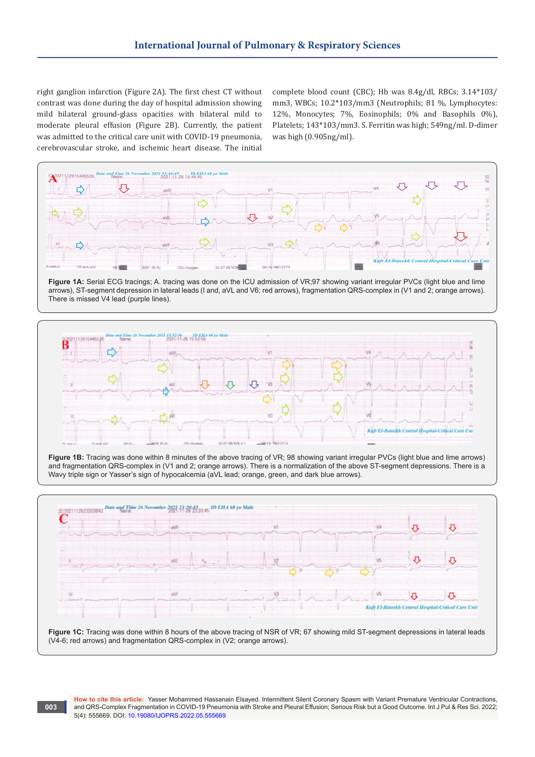right ganglion infarction (Figure 2A). The first chest CT without contrast was done during the day of hospital admission showing mild bilateral ground-glass opacities with bilateral mild to moderate pleural effusion (Figure 2B). Currently, the patient was admitted to the critical care unit with COVID-19 pneumonia, cerebrovascular stroke, and ischemic heart disease. The initial complete blood count (CBC); Hb was 8.4g/dl, RBCs; 3.14\*103/mm3, WBCs; 10.2\*103/mm3 (Neutrophils; 81 %, Lymphocytes: 12%, Monocytes; 7%, Eosinophils; 0% and Basophils 0%), Platelets; 143\*103/mm3. S. Ferritin was high; 549ng/ml. D-dimer was high (0.905ng/ml).

**Figure 1A:** Serial ECG tracings; A. tracing was done on the ICU admission of VR;97 showing variant irregular PVCs (light blue and lime arrows), ST-segment depression in lateral leads (I and, aVL and V6; red arrows), fragmentation QRS-complex in (V1 and 2; orange arrows). There is missed V4 lead (purple lines).

**Figure 1B:** Tracing was done within 8 minutes of the above tracing of VR; 98 showing variant irregular PVCs (light blue and lime arrows) and fragmentation QRS-complex in (V1 and 2; orange arrows). There is a normalization of the above ST-segment depressions. There is a Wavy triple sign or Yasser's sign of hypocalcemia (aVL lead; orange, green, and dark blue arrows).

**Figure 1C:** Tracing was done within 8 hours of the above tracing of NSR of VR; 67 showing mild ST-segment depressions in lateral leads (V4-6; red arrows) and fragmentation QRS-complex in (V2; orange arrows).

**How to cite this article:** Yasser Mohammed Hassanain Elsayed. Intermittent Silent Coronary Spasm with Variant Premature Ventricular Contractions, and QRS-Complex Fragmentation in COVID-19 Pneumonia with Stroke and Pleural Effusion; Serious Risk but a Good Outcome. Int J Pul & Res Sci. 2022; 5(4): 555669. DOI: 10.19080/IJOPRS.2022.05.555669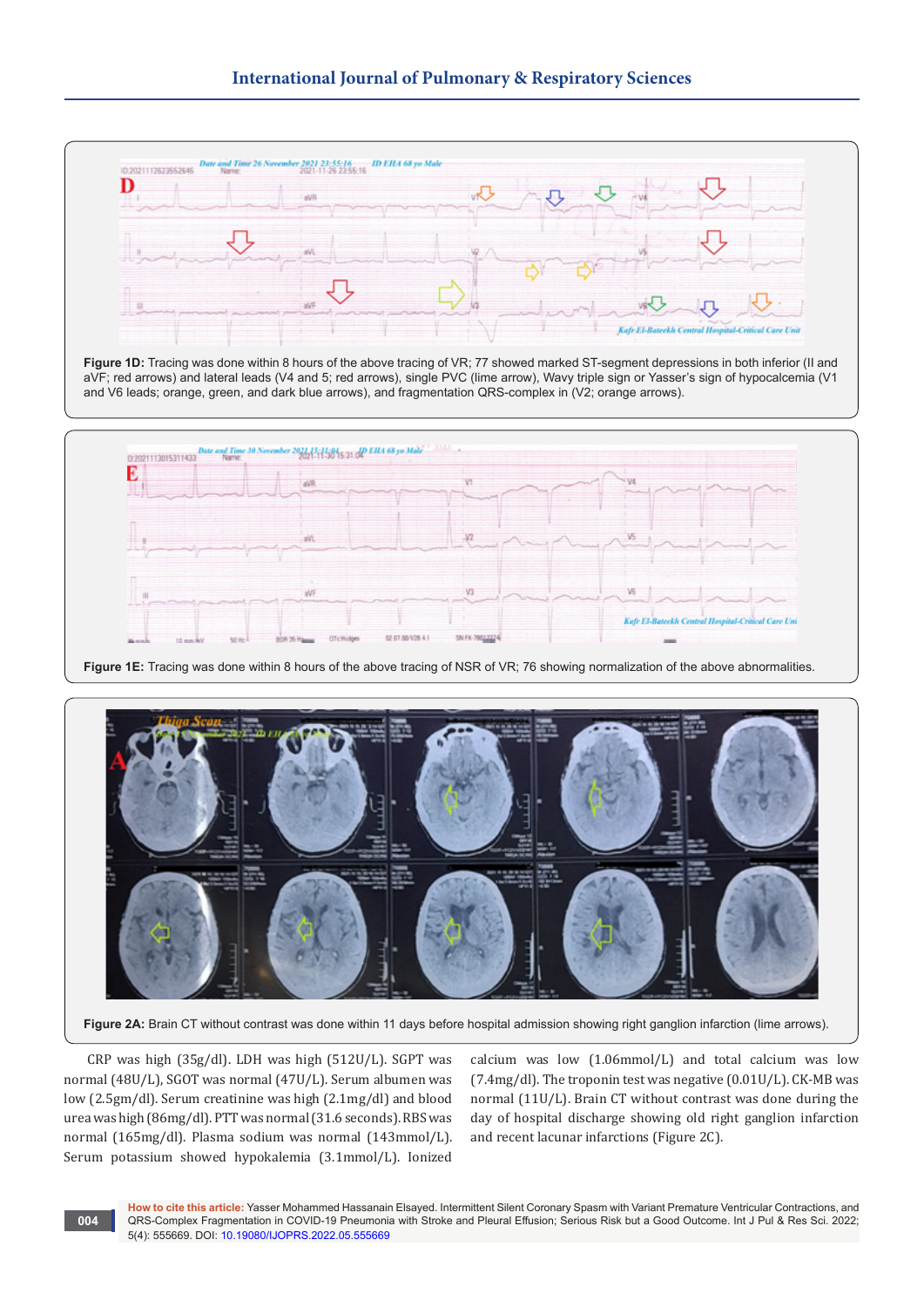**Figure 1D:** Tracing was done within 8 hours of the above tracing of VR; 77 showed marked ST-segment depressions in both inferior (II and aVF; red arrows) and lateral leads (V4 and 5; red arrows), single PVC (lime arrow), Wavy triple sign or Yasser's sign of hypocalcemia (V1 and V6 leads; orange, green, and dark blue arrows), and fragmentation QRS-complex in (V2; orange arrows).

**Figure 1E:** Tracing was done within 8 hours of the above tracing of NSR of VR; 76 showing normalization of the above abnormalities.

**Figure 2A:** Brain CT without contrast was done within 11 days before hospital admission showing right ganglion infarction (lime arrows).

CRP was high (35g/dl). LDH was high (512U/L). SGPT was normal (48U/L), SGOT was normal (47U/L). Serum albumen was low (2.5gm/dl). Serum creatinine was high (2.1mg/dl) and blood urea was high (86mg/dl). PTT was normal (31.6 seconds). RBS was normal (165mg/dl). Plasma sodium was normal (143mmol/L). Serum potassium showed hypokalemia (3.1mmol/L). Ionized calcium was low (1.06mmol/L) and total calcium was low (7.4mg/dl). The troponin test was negative (0.01U/L). CK-MB was normal (11U/L). Brain CT without contrast was done during the day of hospital discharge showing old right ganglion infarction and recent lacunar infarctions (Figure 2C).

**How to cite this article:** Yasser Mohammed Hassanain Elsayed. Intermittent Silent Coronary Spasm with Variant Premature Ventricular Contractions, and QRS-Complex Fragmentation in COVID-19 Pneumonia with Stroke and Pleural Effusion; Serious Risk but a Good Outcome. Int J Pul & Res Sci. 2022; 5(4): 555669. DOI: 10.19080/IJOPRS.2022.05.555669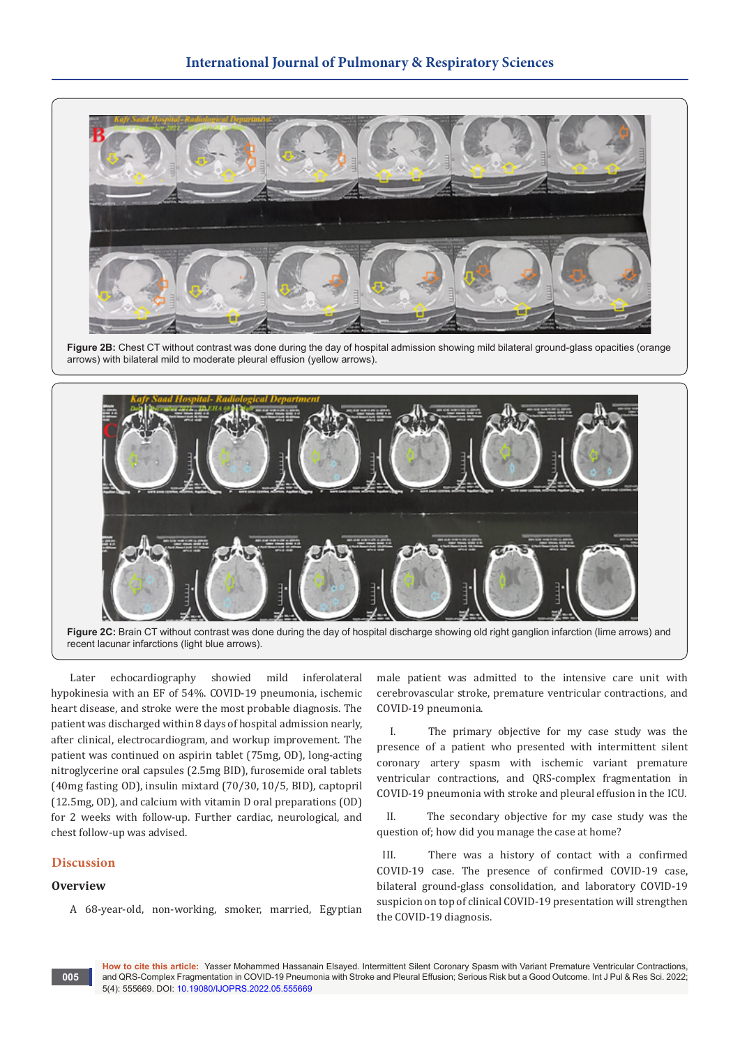Figure 2B: Chest CT without contrast was done during the day of hospital admission showing mild bilateral ground-glass opacities (orange arrows) with bilateral mild to moderate pleural effusion (yellow arrows).

Figure 2C: Brain CT without contrast was done during the day of hospital discharge showing old right ganglion infarction (lime arrows) and recent lacunar infarctions (light blue arrows).

Later echocardiography showied mild inferolateral hypokinesia with an EF of 54%. COVID-19 pneumonia, ischemic heart disease, and stroke were the most probable diagnosis. The patient was discharged within 8 days of hospital admission nearly, after clinical, electrocardiogram, and workup improvement. The patient was continued on aspirin tablet (75mg, OD), long-acting nitroglycerine oral capsules (2.5mg BID), furosemide oral tablets (40mg fasting OD), insulin mixtard (70/30, 10/5, BID), captopril (12.5mg, OD), and calcium with vitamin D oral preparations (OD) for 2 weeks with follow-up. Further cardiac, neurological, and chest follow-up was advised.

## Discussion

### Overview

A 68-year-old, non-working, smoker, married, Egyptian male patient was admitted to the intensive care unit with cerebrovascular stroke, premature ventricular contractions, and COVID-19 pneumonia.

I. The primary objective for my case study was the presence of a patient who presented with intermittent silent coronary artery spasm with ischemic variant premature ventricular contractions, and QRS-complex fragmentation in COVID-19 pneumonia with stroke and pleural effusion in the ICU.

II. The secondary objective for my case study was the question of; how did you manage the case at home?

III. There was a history of contact with a confirmed COVID-19 case. The presence of confirmed COVID-19 case, bilateral ground-glass consolidation, and laboratory COVID-19 suspicion on top of clinical COVID-19 presentation will strengthen the COVID-19 diagnosis.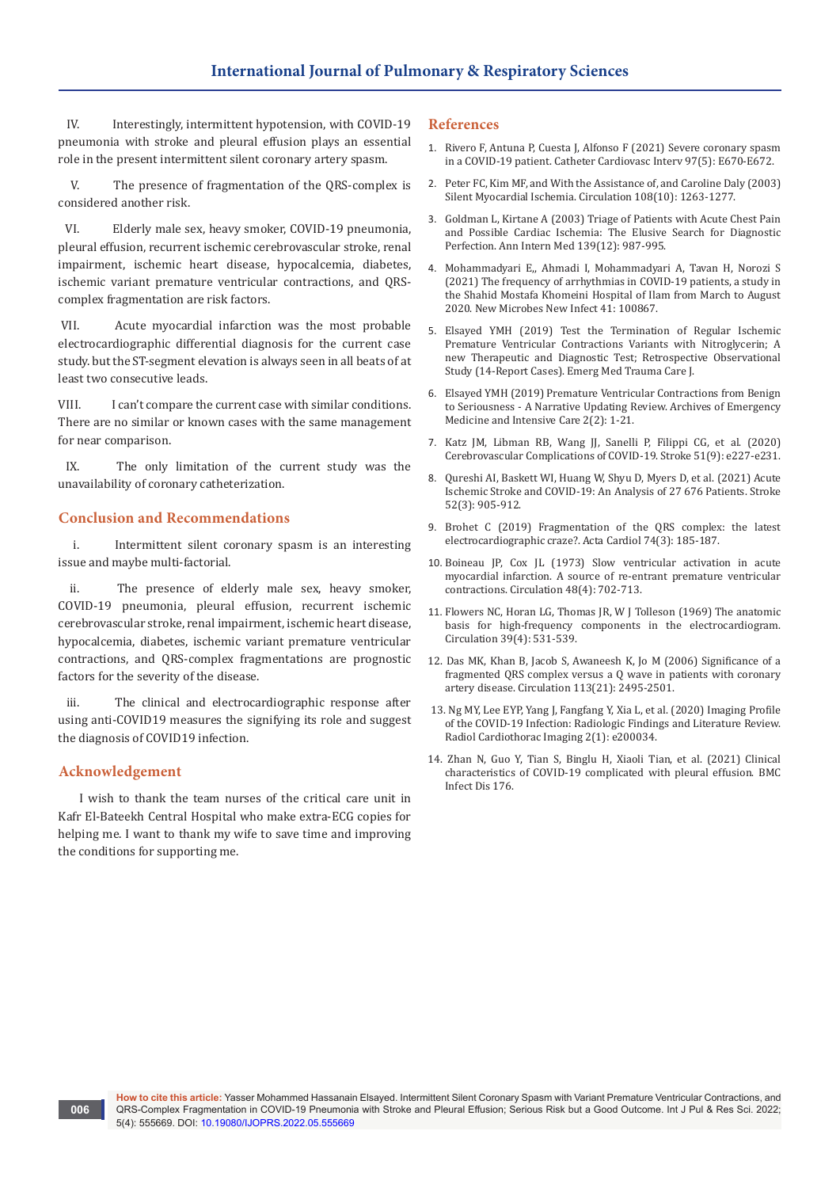IV. Interestingly, intermittent hypotension, with COVID-19 pneumonia with stroke and pleural effusion plays an essential role in the present intermittent silent coronary artery spasm.

V. The presence of fragmentation of the QRS-complex is considered another risk.

VI. Elderly male sex, heavy smoker, COVID-19 pneumonia, pleural effusion, recurrent ischemic cerebrovascular stroke, renal impairment, ischemic heart disease, hypocalcemia, diabetes, ischemic variant premature ventricular contractions, and QRS-complex fragmentation are risk factors.

VII. Acute myocardial infarction was the most probable electrocardiographic differential diagnosis for the current case study. but the ST-segment elevation is always seen in all beats of at least two consecutive leads.

VIII. I can't compare the current case with similar conditions. There are no similar or known cases with the same management for near comparison.

IX. The only limitation of the current study was the unavailability of coronary catheterization.

## Conclusion and Recommendations

i. Intermittent silent coronary spasm is an interesting issue and maybe multi-factorial.

ii. The presence of elderly male sex, heavy smoker, COVID-19 pneumonia, pleural effusion, recurrent ischemic cerebrovascular stroke, renal impairment, ischemic heart disease, hypocalcemia, diabetes, ischemic variant premature ventricular contractions, and QRS-complex fragmentations are prognostic factors for the severity of the disease.

iii. The clinical and electrocardiographic response after using anti-COVID19 measures the signifying its role and suggest the diagnosis of COVID19 infection.

## Acknowledgement

I wish to thank the team nurses of the critical care unit in Kafr El-Bateekh Central Hospital who make extra-ECG copies for helping me. I want to thank my wife to save time and improving the conditions for supporting me.

## References

1. Rivero F, Antuna P, Cuesta J, Alfonso F (2021) Severe coronary spasm in a COVID-19 patient. Catheter Cardiovasc Interv 97(5): E670-E672.
2. Peter FC, Kim MF, and With the Assistance of, and Caroline Daly (2003) Silent Myocardial Ischemia. Circulation 108(10): 1263-1277.
3. Goldman L, Kirtane A (2003) Triage of Patients with Acute Chest Pain and Possible Cardiac Ischemia: The Elusive Search for Diagnostic Perfection. Ann Intern Med 139(12): 987-995.
4. Mohammadyari E,, Ahmadi I, Mohammadyari A, Tavan H, Norozi S (2021) The frequency of arrhythmias in COVID-19 patients, a study in the Shahid Mostafa Khomeini Hospital of Ilam from March to August 2020. New Microbes New Infect 41: 100867.
5. Elsayed YMH (2019) Test the Termination of Regular Ischemic Premature Ventricular Contractions Variants with Nitroglycerin; A new Therapeutic and Diagnostic Test; Retrospective Observational Study (14-Report Cases). Emerg Med Trauma Care J.
6. Elsayed YMH (2019) Premature Ventricular Contractions from Benign to Seriousness - A Narrative Updating Review. Archives of Emergency Medicine and Intensive Care 2(2): 1-21.
7. Katz JM, Libman RB, Wang JJ, Sanelli P, Filippi CG, et al. (2020) Cerebrovascular Complications of COVID-19. Stroke 51(9): e227-e231.
8. Qureshi AI, Baskett WI, Huang W, Shyu D, Myers D, et al. (2021) Acute Ischemic Stroke and COVID-19: An Analysis of 27 676 Patients. Stroke 52(3): 905-912.
9. Brohet C (2019) Fragmentation of the QRS complex: the latest electrocardiographic craze?. Acta Cardiol 74(3): 185-187.
10. Boineau JP, Cox JL (1973) Slow ventricular activation in acute myocardial infarction. A source of re-entrant premature ventricular contractions. Circulation 48(4): 702-713.
11. Flowers NC, Horan LG, Thomas JR, W J Tolleson (1969) The anatomic basis for high-frequency components in the electrocardiogram. Circulation 39(4): 531-539.
12. Das MK, Khan B, Jacob S, Awaneesh K, Jo M (2006) Significance of a fragmented QRS complex versus a Q wave in patients with coronary artery disease. Circulation 113(21): 2495-2501.
13. Ng MY, Lee EYP, Yang J, Fangfang Y, Xia L, et al. (2020) Imaging Profile of the COVID-19 Infection: Radiologic Findings and Literature Review. Radiol Cardiothorac Imaging 2(1): e200034.
14. Zhan N, Guo Y, Tian S, Binglu H, Xiaoli Tian, et al. (2021) Clinical characteristics of COVID-19 complicated with pleural effusion. BMC Infect Dis 176.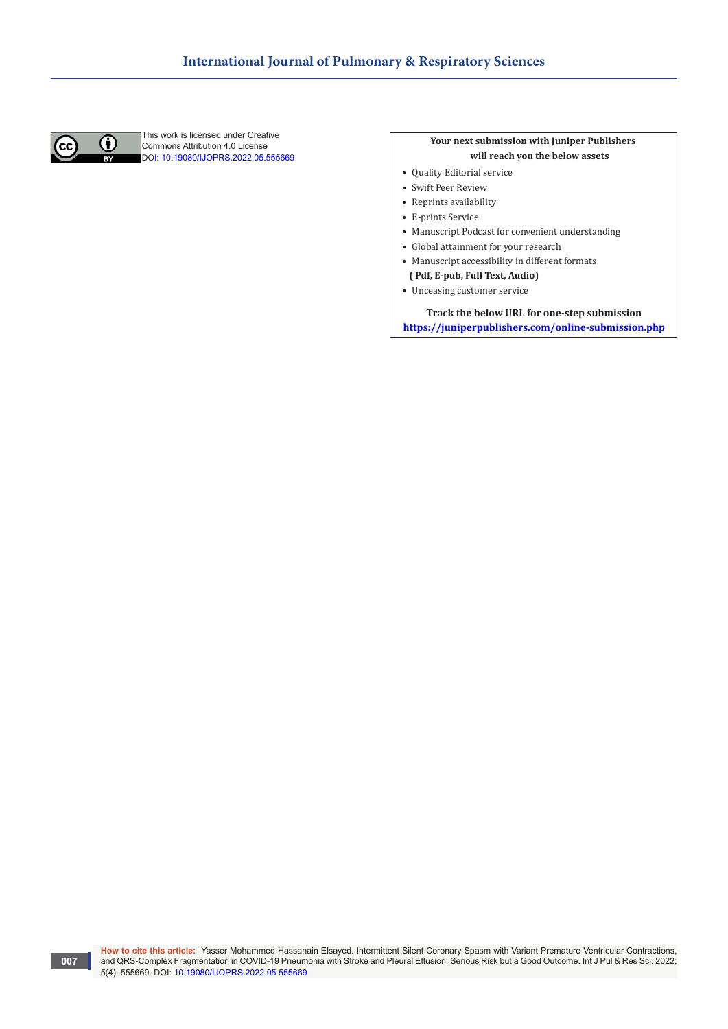This work is licensed under Creative Commons Attribution 4.0 License
DOI: 10.19080/IJOPRS.2022.05.555669

**Your next submission with Juniper Publishers will reach you the below assets**

- Quality Editorial service
- Swift Peer Review
- Reprints availability
- E-prints Service
- Manuscript Podcast for convenient understanding
- Global attainment for your research
- Manuscript accessibility in different formats
  **( Pdf, E-pub, Full Text, Audio)**
- Unceasing customer service

**Track the below URL for one-step submission**
**https://juniperpublishers.com/online-submission.php**

**How to cite this article:** Yasser Mohammed Hassanain Elsayed. Intermittent Silent Coronary Spasm with Variant Premature Ventricular Contractions, and QRS-Complex Fragmentation in COVID-19 Pneumonia with Stroke and Pleural Effusion; Serious Risk but a Good Outcome. Int J Pul & Res Sci. 2022; 5(4): 555669. DOI: 10.19080/IJOPRS.2022.05.555669